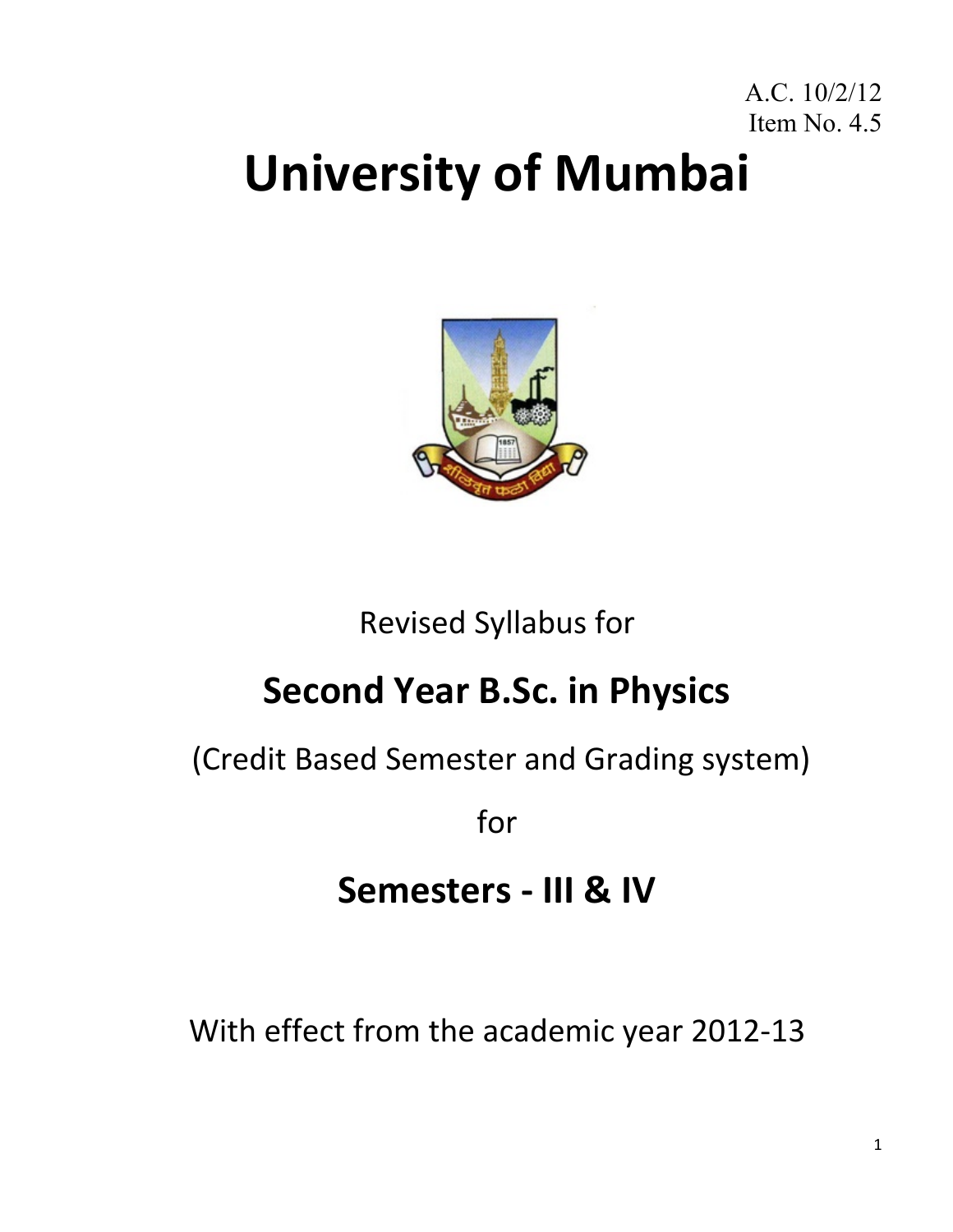A.C. 10/2/12
Item No. 4.5

# University of Mumbai

Revised Syllabus for

## Second Year B.Sc. in Physics

(Credit Based Semester and Grading system)

for

## Semesters - III & IV

With effect from the academic year 2012-13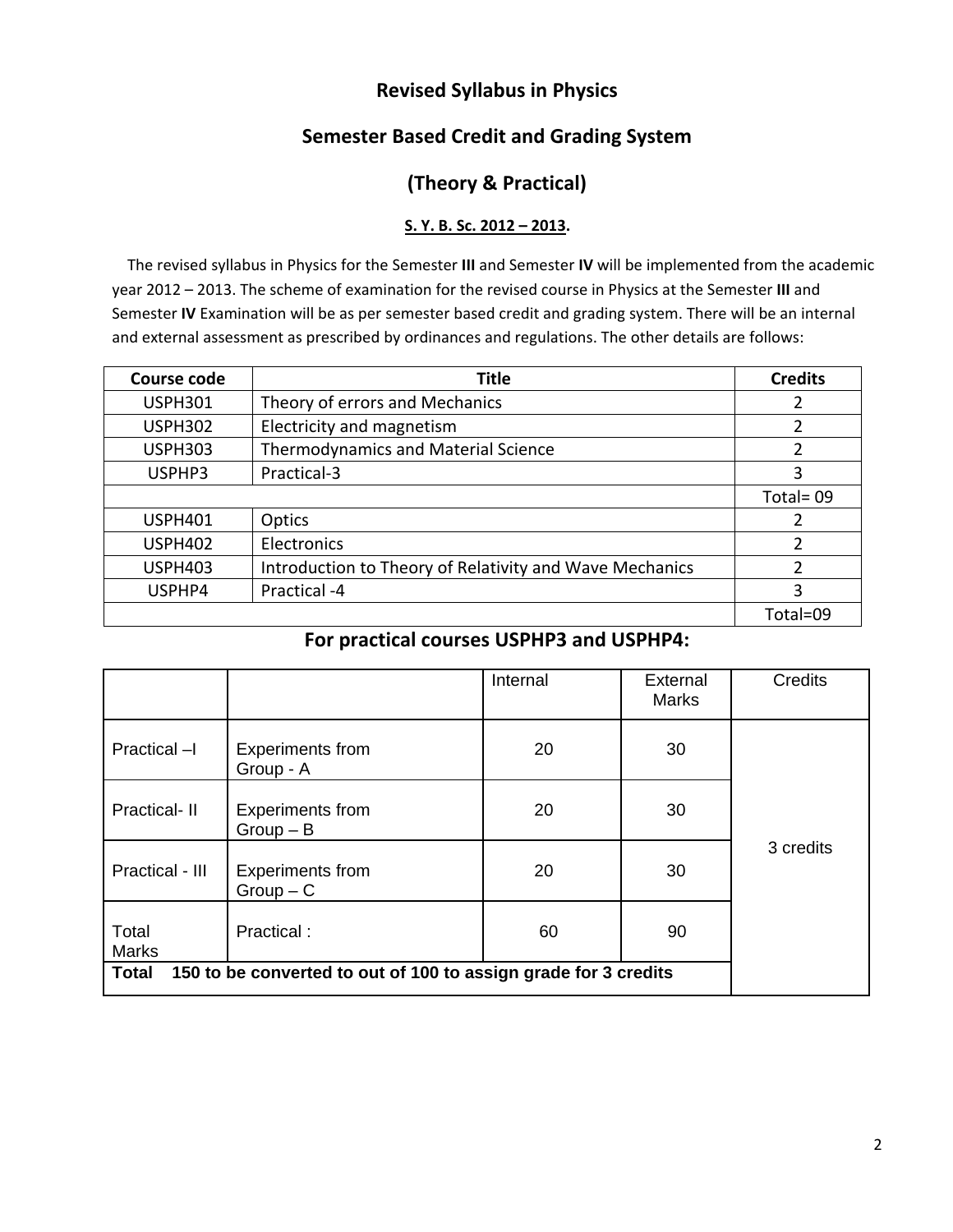# Revised Syllabus in Physics

## Semester Based Credit and Grading System

## (Theory & Practical)

**S. Y. B. Sc. 2012 – 2013.**

The revised syllabus in Physics for the Semester **III** and Semester **IV** will be implemented from the academic year 2012 – 2013. The scheme of examination for the revised course in Physics at the Semester **III** and Semester **IV** Examination will be as per semester based credit and grading system. There will be an internal and external assessment as prescribed by ordinances and regulations. The other details are follows:

| Course code | Title | Credits |
|---|---|---|
| USPH301 | Theory of errors and Mechanics | 2 |
| USPH302 | Electricity and magnetism | 2 |
| USPH303 | Thermodynamics and Material Science | 2 |
| USPHP3 | Practical-3 | 3 |
| | | Total= 09 |
| USPH401 | Optics | 2 |
| USPH402 | Electronics | 2 |
| USPH403 | Introduction to Theory of Relativity and Wave Mechanics | 2 |
| USPHP4 | Practical -4 | 3 |
| | | Total=09 |

## For practical courses USPHP3 and USPHP4:

| | | Internal | External Marks | Credits |
|---|---|---|---|---|
| Practical –I | Experiments from Group - A | 20 | 30 | 3 credits |
| Practical- II | Experiments from Group – B | 20 | 30 | |
| Practical - III | Experiments from Group – C | 20 | 30 | |
| Total Marks | Practical : | 60 | 90 | |
| **Total 150 to be converted to out of 100 to assign grade for 3 credits** | | | | |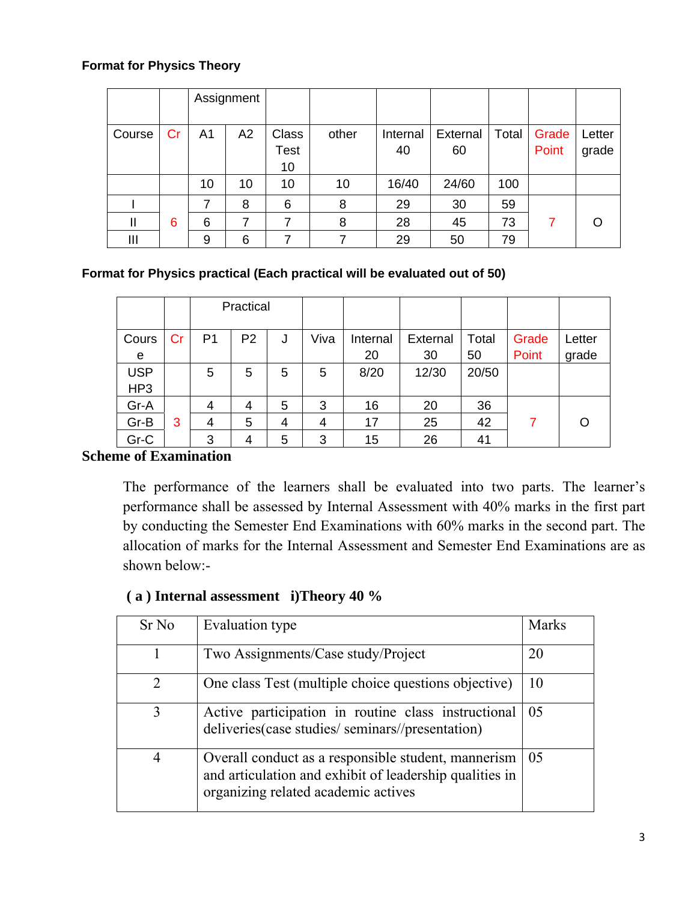**Format for Physics Theory**

| | | Assignment | | | | | | | | |
|---|---|---|---|---|---|---|---|---|---|---|
| Course | Cr | A1 | A2 | Class Test 10 | other | Internal 40 | External 60 | Total | Grade Point | Letter grade |
| | | 10 | 10 | 10 | 10 | 16/40 | 24/60 | 100 | | |
| I | 6 | 7 | 8 | 6 | 8 | 29 | 30 | 59 | 7 | O |
| II | | 6 | 7 | 7 | 8 | 28 | 45 | 73 | | |
| III | | 9 | 6 | 7 | 7 | 29 | 50 | 79 | | |

**Format for Physics practical (Each practical will be evaluated out of 50)**

| | | Practical | | | | | | | | |
|---|---|---|---|---|---|---|---|---|---|---|
| Course | Cr | P1 | P2 | J | Viva | Internal 20 | External 30 | Total 50 | Grade Point | Letter grade |
| USP HP3 | | 5 | 5 | 5 | 5 | 8/20 | 12/30 | 20/50 | | |
| Gr-A | 3 | 4 | 4 | 5 | 3 | 16 | 20 | 36 | 7 | O |
| Gr-B | | 4 | 5 | 4 | 4 | 17 | 25 | 42 | | |
| Gr-C | | 3 | 4 | 5 | 3 | 15 | 26 | 41 | | |

**Scheme of Examination**

The performance of the learners shall be evaluated into two parts. The learner's performance shall be assessed by Internal Assessment with 40% marks in the first part by conducting the Semester End Examinations with 60% marks in the second part. The allocation of marks for the Internal Assessment and Semester End Examinations are as shown below:-

**( a ) Internal assessment i)Theory 40 %**

| Sr No | Evaluation type | Marks |
|---|---|---|
| 1 | Two Assignments/Case study/Project | 20 |
| 2 | One class Test (multiple choice questions objective) | 10 |
| 3 | Active participation in routine class instructional deliveries(case studies/ seminars//presentation) | 05 |
| 4 | Overall conduct as a responsible student, mannerism and articulation and exhibit of leadership qualities in organizing related academic actives | 05 |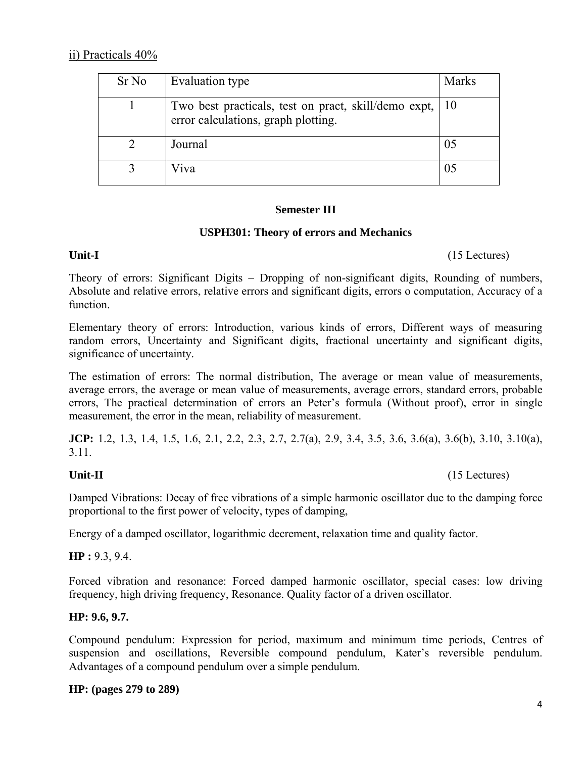ii) Practicals 40%

| Sr No | Evaluation type | Marks |
|---|---|---|
| 1 | Two best practicals, test on pract, skill/demo expt, error calculations, graph plotting. | 10 |
| 2 | Journal | 05 |
| 3 | Viva | 05 |

## Semester III

### USPH301: Theory of errors and Mechanics

**Unit-I** (15 Lectures)

Theory of errors: Significant Digits – Dropping of non-significant digits, Rounding of numbers, Absolute and relative errors, relative errors and significant digits, errors o computation, Accuracy of a function.

Elementary theory of errors: Introduction, various kinds of errors, Different ways of measuring random errors, Uncertainty and Significant digits, fractional uncertainty and significant digits, significance of uncertainty.

The estimation of errors: The normal distribution, The average or mean value of measurements, average errors, the average or mean value of measurements, average errors, standard errors, probable errors, The practical determination of errors an Peter's formula (Without proof), error in single measurement, the error in the mean, reliability of measurement.

**JCP:** 1.2, 1.3, 1.4, 1.5, 1.6, 2.1, 2.2, 2.3, 2.7, 2.7(a), 2.9, 3.4, 3.5, 3.6, 3.6(a), 3.6(b), 3.10, 3.10(a), 3.11.

**Unit-II** (15 Lectures)

Damped Vibrations: Decay of free vibrations of a simple harmonic oscillator due to the damping force proportional to the first power of velocity, types of damping,

Energy of a damped oscillator, logarithmic decrement, relaxation time and quality factor.

**HP :** 9.3, 9.4.

Forced vibration and resonance: Forced damped harmonic oscillator, special cases: low driving frequency, high driving frequency, Resonance. Quality factor of a driven oscillator.

**HP: 9.6, 9.7.**

Compound pendulum: Expression for period, maximum and minimum time periods, Centres of suspension and oscillations, Reversible compound pendulum, Kater's reversible pendulum. Advantages of a compound pendulum over a simple pendulum.

**HP: (pages 279 to 289)**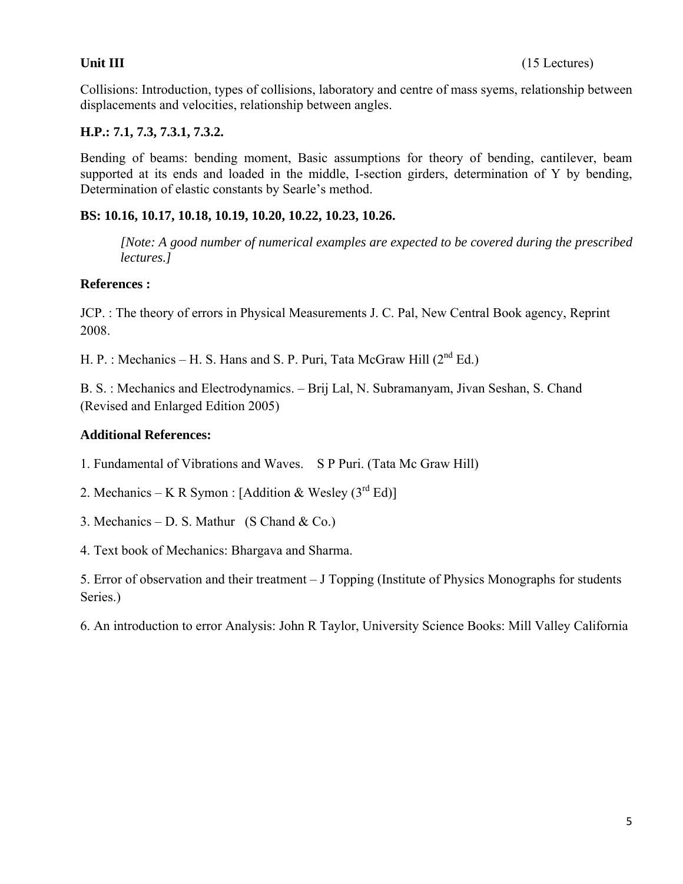**Unit III** (15 Lectures)

Collisions: Introduction, types of collisions, laboratory and centre of mass syems, relationship between displacements and velocities, relationship between angles.

**H.P.: 7.1, 7.3, 7.3.1, 7.3.2.**

Bending of beams: bending moment, Basic assumptions for theory of bending, cantilever, beam supported at its ends and loaded in the middle, I-section girders, determination of Y by bending, Determination of elastic constants by Searle's method.

**BS: 10.16, 10.17, 10.18, 10.19, 10.20, 10.22, 10.23, 10.26.**

> *[Note: A good number of numerical examples are expected to be covered during the prescribed lectures.]*

**References :**

JCP. : The theory of errors in Physical Measurements J. C. Pal, New Central Book agency, Reprint 2008.

H. P. : Mechanics – H. S. Hans and S. P. Puri, Tata McGraw Hill (2nd Ed.)

B. S. : Mechanics and Electrodynamics. – Brij Lal, N. Subramanyam, Jivan Seshan, S. Chand (Revised and Enlarged Edition 2005)

**Additional References:**

1. Fundamental of Vibrations and Waves. S P Puri. (Tata Mc Graw Hill)
2. Mechanics – K R Symon : [Addition & Wesley (3rd Ed)]
3. Mechanics – D. S. Mathur (S Chand & Co.)
4. Text book of Mechanics: Bhargava and Sharma.
5. Error of observation and their treatment – J Topping (Institute of Physics Monographs for students Series.)
6. An introduction to error Analysis: John R Taylor, University Science Books: Mill Valley California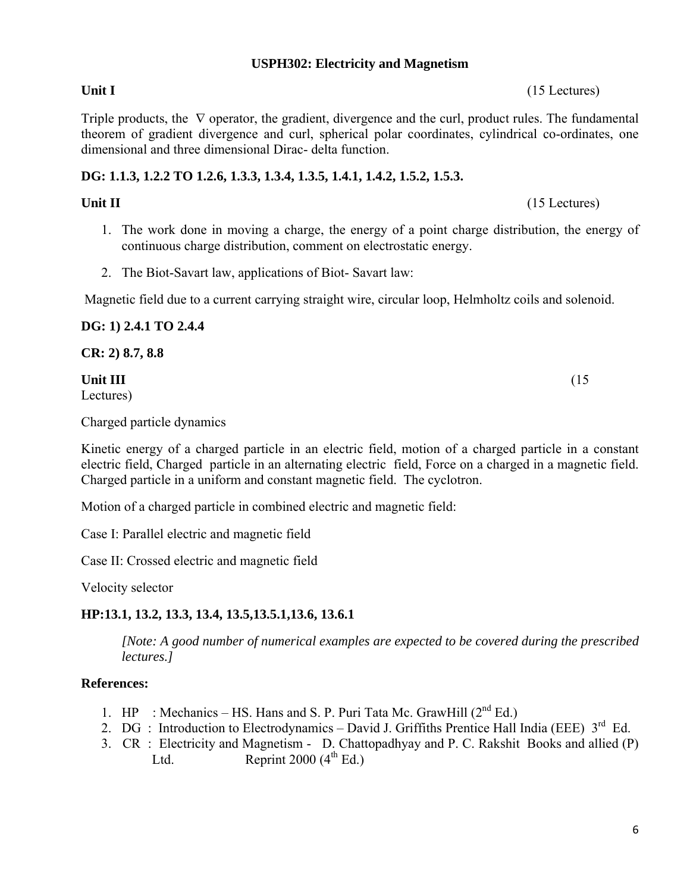## USPH302: Electricity and Magnetism

**Unit I** (15 Lectures)

Triple products, the ∇ operator, the gradient, divergence and the curl, product rules. The fundamental theorem of gradient divergence and curl, spherical polar coordinates, cylindrical co-ordinates, one dimensional and three dimensional Dirac- delta function.

**DG: 1.1.3, 1.2.2 TO 1.2.6, 1.3.3, 1.3.4, 1.3.5, 1.4.1, 1.4.2, 1.5.2, 1.5.3.**

**Unit II** (15 Lectures)

1. The work done in moving a charge, the energy of a point charge distribution, the energy of continuous charge distribution, comment on electrostatic energy.
2. The Biot-Savart law, applications of Biot- Savart law:

Magnetic field due to a current carrying straight wire, circular loop, Helmholtz coils and solenoid.

**DG: 1) 2.4.1 TO 2.4.4**

**CR: 2) 8.7, 8.8**

**Unit III** (15 Lectures)

Charged particle dynamics

Kinetic energy of a charged particle in an electric field, motion of a charged particle in a constant electric field, Charged particle in an alternating electric field, Force on a charged in a magnetic field. Charged particle in a uniform and constant magnetic field. The cyclotron.

Motion of a charged particle in combined electric and magnetic field:

Case I: Parallel electric and magnetic field

Case II: Crossed electric and magnetic field

Velocity selector

**HP:13.1, 13.2, 13.3, 13.4, 13.5,13.5.1,13.6, 13.6.1**

*[Note: A good number of numerical examples are expected to be covered during the prescribed lectures.]*

**References:**

1. HP : Mechanics – HS. Hans and S. P. Puri Tata Mc. GrawHill (2nd Ed.)
2. DG : Introduction to Electrodynamics – David J. Griffiths Prentice Hall India (EEE) 3rd Ed.
3. CR : Electricity and Magnetism - D. Chattopadhyay and P. C. Rakshit Books and allied (P) Ltd. Reprint 2000 (4th Ed.)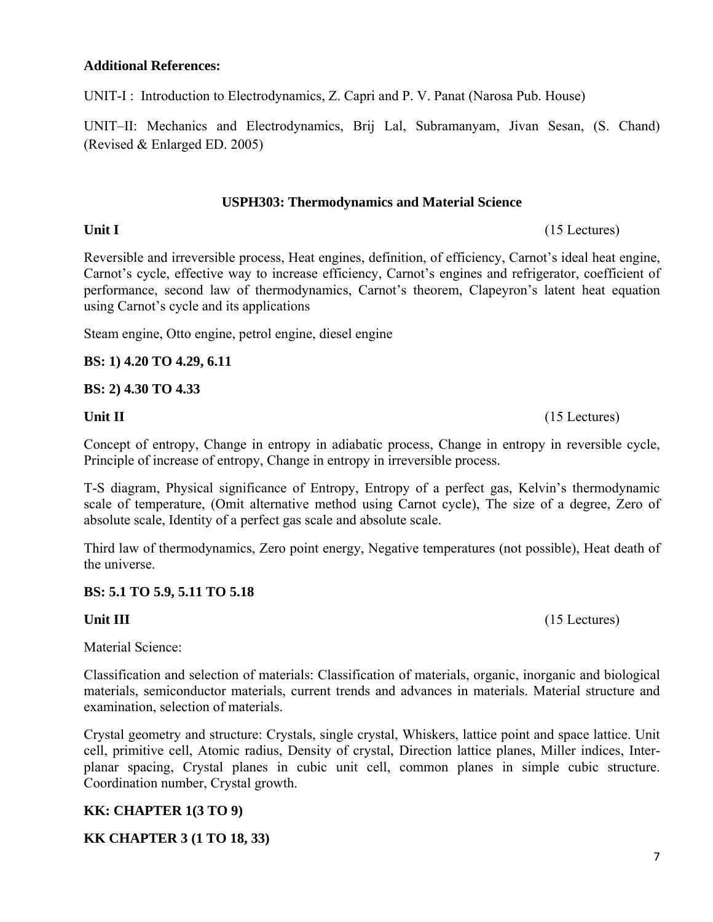**Additional References:**

UNIT-I : Introduction to Electrodynamics, Z. Capri and P. V. Panat (Narosa Pub. House)

UNIT–II: Mechanics and Electrodynamics, Brij Lal, Subramanyam, Jivan Sesan, (S. Chand) (Revised & Enlarged ED. 2005)

## USPH303: Thermodynamics and Material Science

**Unit I** (15 Lectures)

Reversible and irreversible process, Heat engines, definition, of efficiency, Carnot's ideal heat engine, Carnot's cycle, effective way to increase efficiency, Carnot's engines and refrigerator, coefficient of performance, second law of thermodynamics, Carnot's theorem, Clapeyron's latent heat equation using Carnot's cycle and its applications

Steam engine, Otto engine, petrol engine, diesel engine

**BS: 1) 4.20 TO 4.29, 6.11**

**BS: 2) 4.30 TO 4.33**

**Unit II** (15 Lectures)

Concept of entropy, Change in entropy in adiabatic process, Change in entropy in reversible cycle, Principle of increase of entropy, Change in entropy in irreversible process.

T-S diagram, Physical significance of Entropy, Entropy of a perfect gas, Kelvin's thermodynamic scale of temperature, (Omit alternative method using Carnot cycle), The size of a degree, Zero of absolute scale, Identity of a perfect gas scale and absolute scale.

Third law of thermodynamics, Zero point energy, Negative temperatures (not possible), Heat death of the universe.

**BS: 5.1 TO 5.9, 5.11 TO 5.18**

**Unit III** (15 Lectures)

Material Science:

Classification and selection of materials: Classification of materials, organic, inorganic and biological materials, semiconductor materials, current trends and advances in materials. Material structure and examination, selection of materials.

Crystal geometry and structure: Crystals, single crystal, Whiskers, lattice point and space lattice. Unit cell, primitive cell, Atomic radius, Density of crystal, Direction lattice planes, Miller indices, Inter-planar spacing, Crystal planes in cubic unit cell, common planes in simple cubic structure. Coordination number, Crystal growth.

**KK: CHAPTER 1(3 TO 9)**

**KK CHAPTER 3 (1 TO 18, 33)**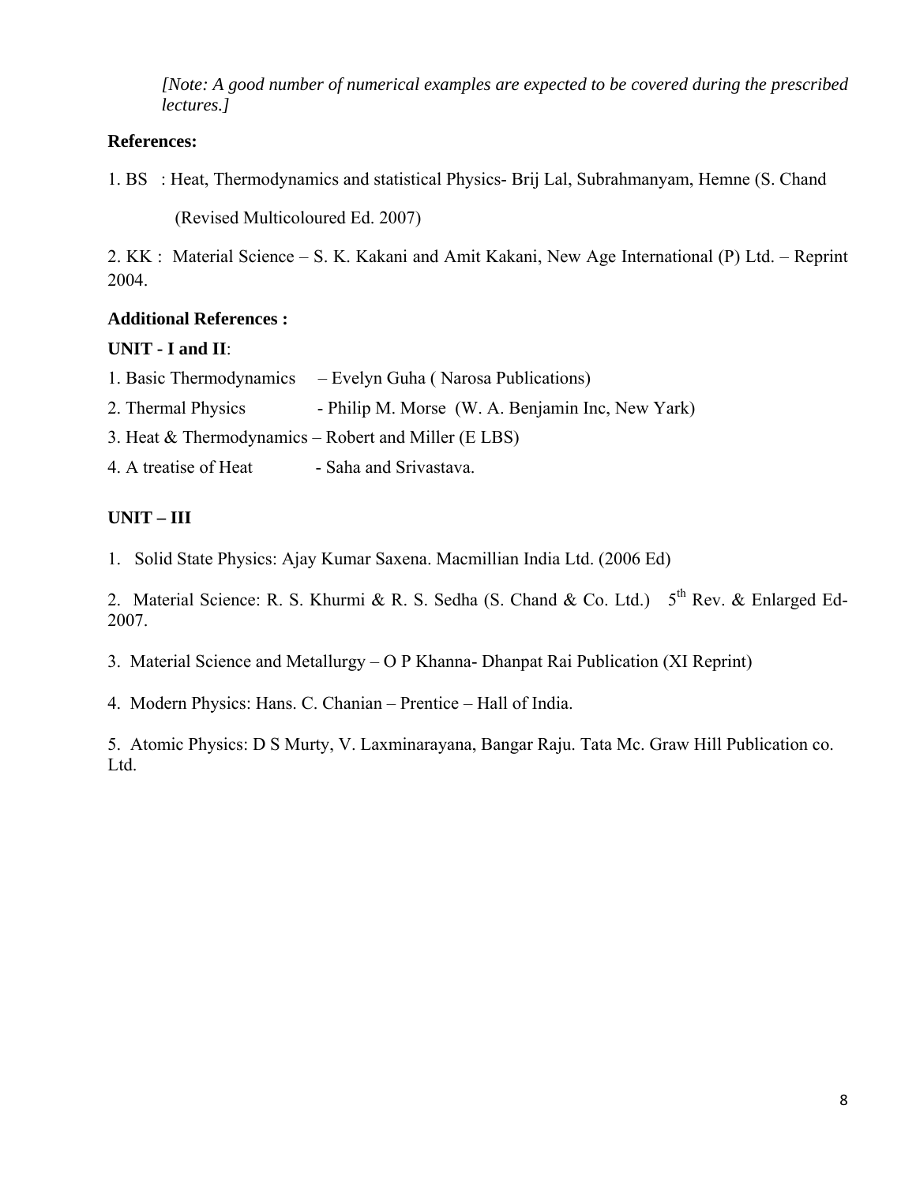*[Note: A good number of numerical examples are expected to be covered during the prescribed lectures.]*

**References:**

1. BS : Heat, Thermodynamics and statistical Physics- Brij Lal, Subrahmanyam, Hemne (S. Chand (Revised Multicoloured Ed. 2007)

2. KK : Material Science – S. K. Kakani and Amit Kakani, New Age International (P) Ltd. – Reprint 2004.

**Additional References :**

**UNIT - I and II**:

1. Basic Thermodynamics – Evelyn Guha ( Narosa Publications)
2. Thermal Physics - Philip M. Morse (W. A. Benjamin Inc, New Yark)
3. Heat & Thermodynamics – Robert and Miller (E LBS)
4. A treatise of Heat - Saha and Srivastava.

**UNIT – III**

1. Solid State Physics: Ajay Kumar Saxena. Macmillian India Ltd. (2006 Ed)

2. Material Science: R. S. Khurmi & R. S. Sedha (S. Chand & Co. Ltd.) 5th Rev. & Enlarged Ed-2007.

3. Material Science and Metallurgy – O P Khanna- Dhanpat Rai Publication (XI Reprint)

4. Modern Physics: Hans. C. Chanian – Prentice – Hall of India.

5. Atomic Physics: D S Murty, V. Laxminarayana, Bangar Raju. Tata Mc. Graw Hill Publication co. Ltd.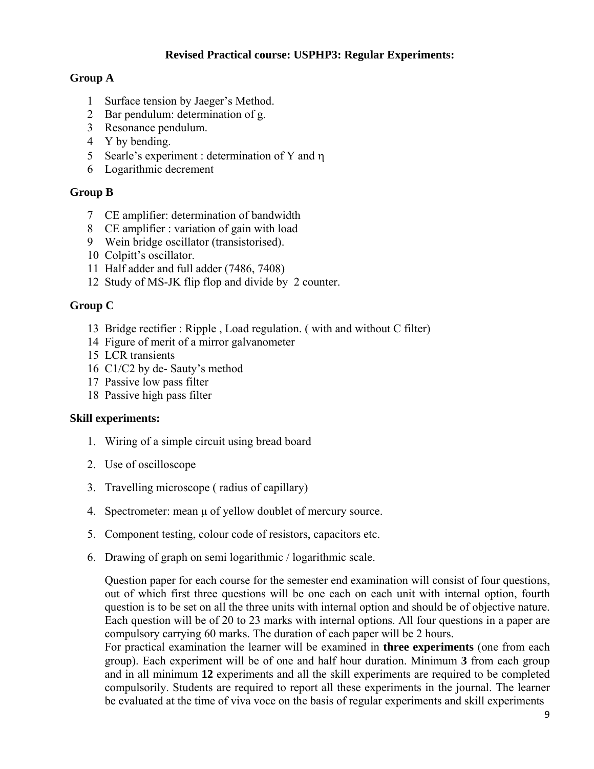**Revised Practical course: USPHP3: Regular Experiments:**

**Group A**

1. Surface tension by Jaeger's Method.
2. Bar pendulum: determination of g.
3. Resonance pendulum.
4. Y by bending.
5. Searle's experiment : determination of Y and η
6. Logarithmic decrement

**Group B**

7. CE amplifier: determination of bandwidth
8. CE amplifier : variation of gain with load
9. Wein bridge oscillator (transistorised).
10. Colpitt's oscillator.
11. Half adder and full adder (7486, 7408)
12. Study of MS-JK flip flop and divide by 2 counter.

**Group C**

13. Bridge rectifier : Ripple , Load regulation. ( with and without C filter)
14. Figure of merit of a mirror galvanometer
15. LCR transients
16. C1/C2 by de- Sauty's method
17. Passive low pass filter
18. Passive high pass filter

**Skill experiments:**

1. Wiring of a simple circuit using bread board
2. Use of oscilloscope
3. Travelling microscope ( radius of capillary)
4. Spectrometer: mean μ of yellow doublet of mercury source.
5. Component testing, colour code of resistors, capacitors etc.
6. Drawing of graph on semi logarithmic / logarithmic scale.

Question paper for each course for the semester end examination will consist of four questions, out of which first three questions will be one each on each unit with internal option, fourth question is to be set on all the three units with internal option and should be of objective nature. Each question will be of 20 to 23 marks with internal options. All four questions in a paper are compulsory carrying 60 marks. The duration of each paper will be 2 hours.

For practical examination the learner will be examined in **three experiments** (one from each group). Each experiment will be of one and half hour duration. Minimum **3** from each group and in all minimum **12** experiments and all the skill experiments are required to be completed compulsorily. Students are required to report all these experiments in the journal. The learner be evaluated at the time of viva voce on the basis of regular experiments and skill experiments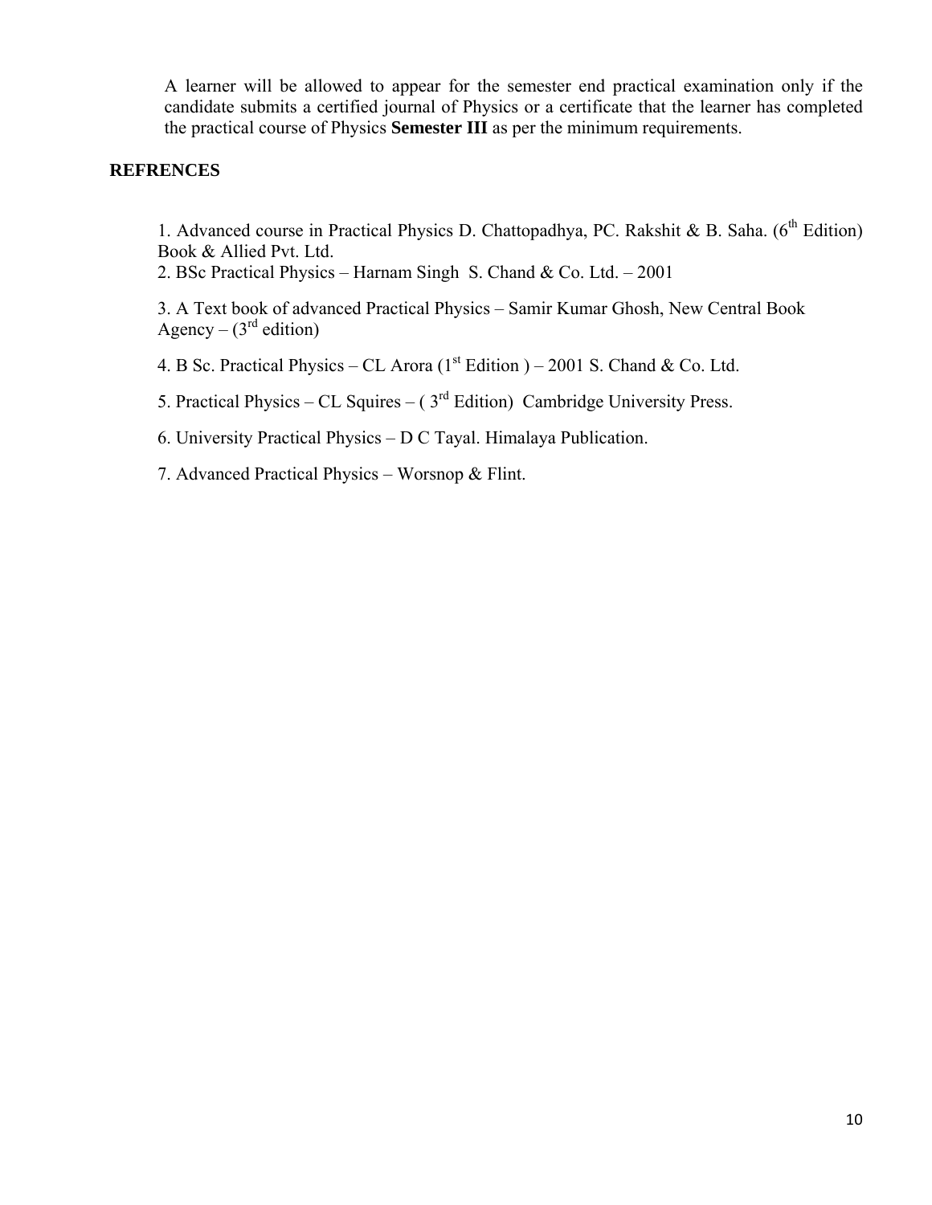A learner will be allowed to appear for the semester end practical examination only if the candidate submits a certified journal of Physics or a certificate that the learner has completed the practical course of Physics **Semester III** as per the minimum requirements.

## REFRENCES

1. Advanced course in Practical Physics D. Chattopadhya, PC. Rakshit & B. Saha. (6th Edition) Book & Allied Pvt. Ltd.
2. BSc Practical Physics – Harnam Singh S. Chand & Co. Ltd. – 2001
3. A Text book of advanced Practical Physics – Samir Kumar Ghosh, New Central Book Agency – (3rd edition)
4. B Sc. Practical Physics – CL Arora (1st Edition ) – 2001 S. Chand & Co. Ltd.
5. Practical Physics – CL Squires – ( 3rd Edition) Cambridge University Press.
6. University Practical Physics – D C Tayal. Himalaya Publication.
7. Advanced Practical Physics – Worsnop & Flint.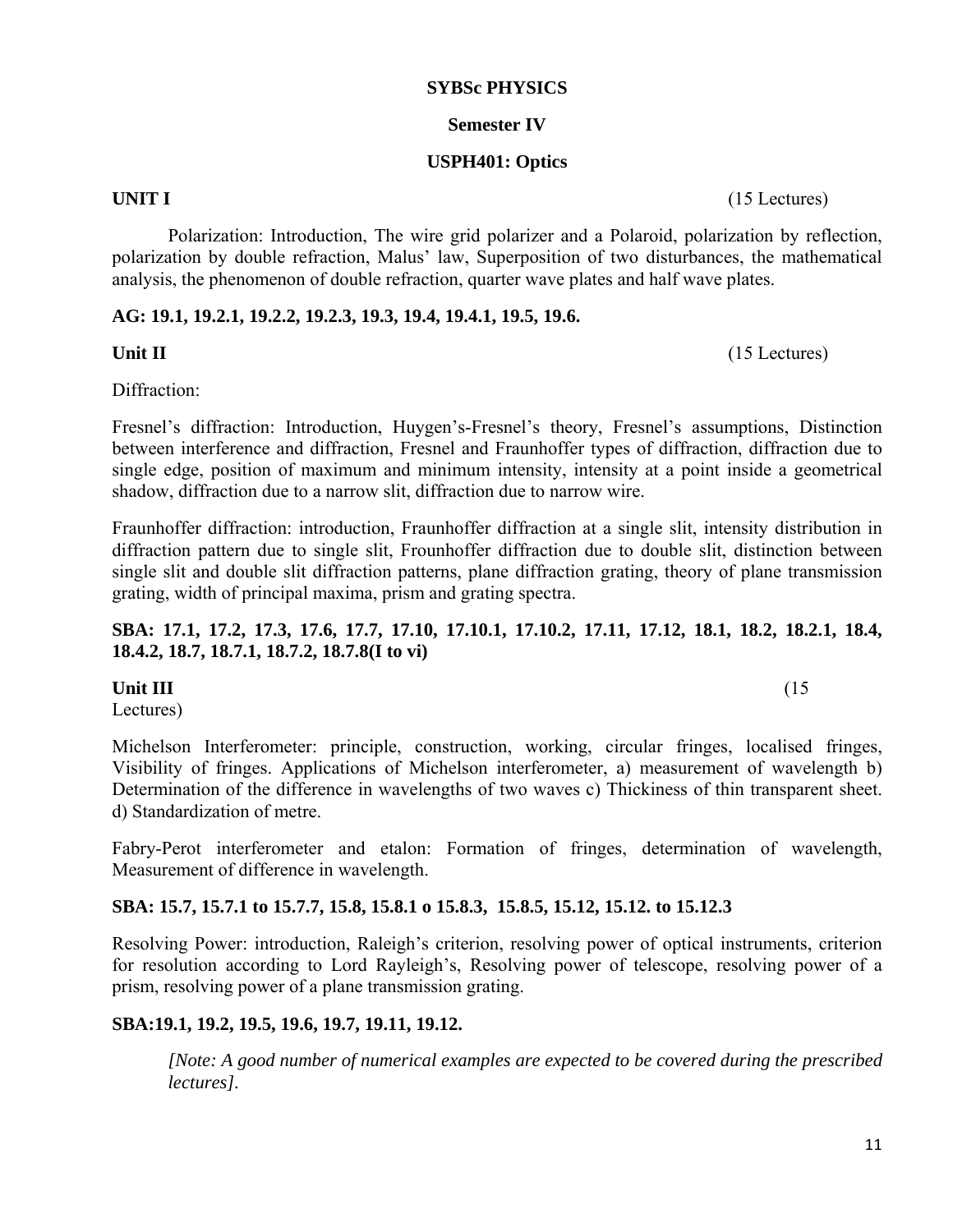**SYBSc PHYSICS**

**Semester IV**

**USPH401: Optics**

**UNIT I** (15 Lectures)

Polarization: Introduction, The wire grid polarizer and a Polaroid, polarization by reflection, polarization by double refraction, Malus' law, Superposition of two disturbances, the mathematical analysis, the phenomenon of double refraction, quarter wave plates and half wave plates.

**AG: 19.1, 19.2.1, 19.2.2, 19.2.3, 19.3, 19.4, 19.4.1, 19.5, 19.6.**

**Unit II** (15 Lectures)

Diffraction:

Fresnel's diffraction: Introduction, Huygen's-Fresnel's theory, Fresnel's assumptions, Distinction between interference and diffraction, Fresnel and Fraunhoffer types of diffraction, diffraction due to single edge, position of maximum and minimum intensity, intensity at a point inside a geometrical shadow, diffraction due to a narrow slit, diffraction due to narrow wire.

Fraunhoffer diffraction: introduction, Fraunhoffer diffraction at a single slit, intensity distribution in diffraction pattern due to single slit, Frounhoffer diffraction due to double slit, distinction between single slit and double slit diffraction patterns, plane diffraction grating, theory of plane transmission grating, width of principal maxima, prism and grating spectra.

**SBA: 17.1, 17.2, 17.3, 17.6, 17.7, 17.10, 17.10.1, 17.10.2, 17.11, 17.12, 18.1, 18.2, 18.2.1, 18.4, 18.4.2, 18.7, 18.7.1, 18.7.2, 18.7.8(I to vi)**

**Unit III** (15 Lectures)

Michelson Interferometer: principle, construction, working, circular fringes, localised fringes, Visibility of fringes. Applications of Michelson interferometer, a) measurement of wavelength b) Determination of the difference in wavelengths of two waves c) Thickiness of thin transparent sheet. d) Standardization of metre.

Fabry-Perot interferometer and etalon: Formation of fringes, determination of wavelength, Measurement of difference in wavelength.

**SBA: 15.7, 15.7.1 to 15.7.7, 15.8, 15.8.1 o 15.8.3, 15.8.5, 15.12, 15.12. to 15.12.3**

Resolving Power: introduction, Raleigh's criterion, resolving power of optical instruments, criterion for resolution according to Lord Rayleigh's, Resolving power of telescope, resolving power of a prism, resolving power of a plane transmission grating.

**SBA:19.1, 19.2, 19.5, 19.6, 19.7, 19.11, 19.12.**

*[Note: A good number of numerical examples are expected to be covered during the prescribed lectures].*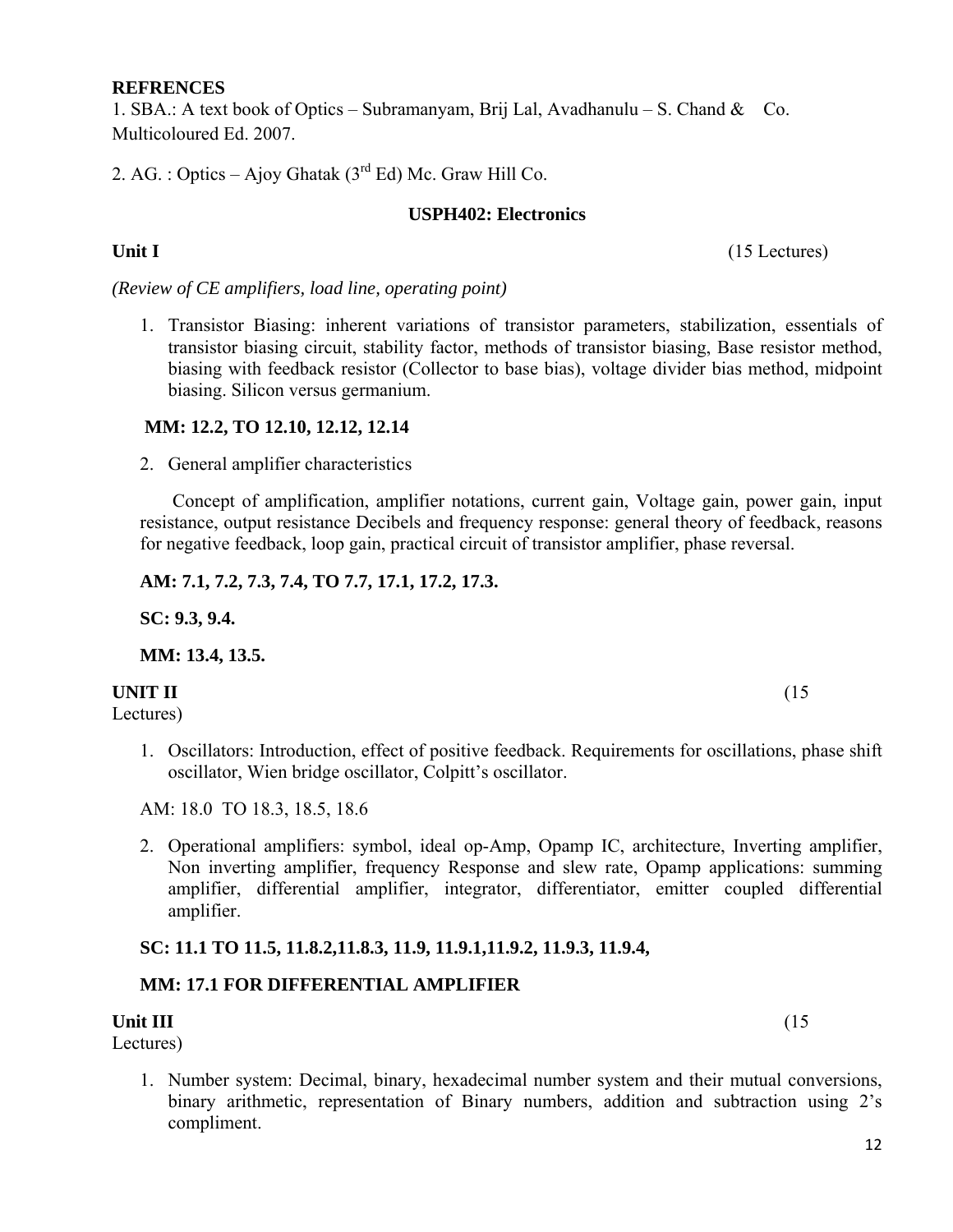**REFRENCES**

1. SBA.: A text book of Optics – Subramanyam, Brij Lal, Avadhanulu – S. Chand & Co. Multicoloured Ed. 2007.

2. AG. : Optics – Ajoy Ghatak (3rd Ed) Mc. Graw Hill Co.

## USPH402: Electronics

**Unit I** (15 Lectures)

*(Review of CE amplifiers, load line, operating point)*

1. Transistor Biasing: inherent variations of transistor parameters, stabilization, essentials of transistor biasing circuit, stability factor, methods of transistor biasing, Base resistor method, biasing with feedback resistor (Collector to base bias), voltage divider bias method, midpoint biasing. Silicon versus germanium.

**MM: 12.2, TO 12.10, 12.12, 12.14**

2. General amplifier characteristics

Concept of amplification, amplifier notations, current gain, Voltage gain, power gain, input resistance, output resistance Decibels and frequency response: general theory of feedback, reasons for negative feedback, loop gain, practical circuit of transistor amplifier, phase reversal.

**AM: 7.1, 7.2, 7.3, 7.4, TO 7.7, 17.1, 17.2, 17.3.**

**SC: 9.3, 9.4.**

**MM: 13.4, 13.5.**

**UNIT II** (15 Lectures)

1. Oscillators: Introduction, effect of positive feedback. Requirements for oscillations, phase shift oscillator, Wien bridge oscillator, Colpitt's oscillator.

AM: 18.0 TO 18.3, 18.5, 18.6

2. Operational amplifiers: symbol, ideal op-Amp, Opamp IC, architecture, Inverting amplifier, Non inverting amplifier, frequency Response and slew rate, Opamp applications: summing amplifier, differential amplifier, integrator, differentiator, emitter coupled differential amplifier.

**SC: 11.1 TO 11.5, 11.8.2,11.8.3, 11.9, 11.9.1,11.9.2, 11.9.3, 11.9.4,**

**MM: 17.1 FOR DIFFERENTIAL AMPLIFIER**

**Unit III** (15 Lectures)

1. Number system: Decimal, binary, hexadecimal number system and their mutual conversions, binary arithmetic, representation of Binary numbers, addition and subtraction using 2's compliment.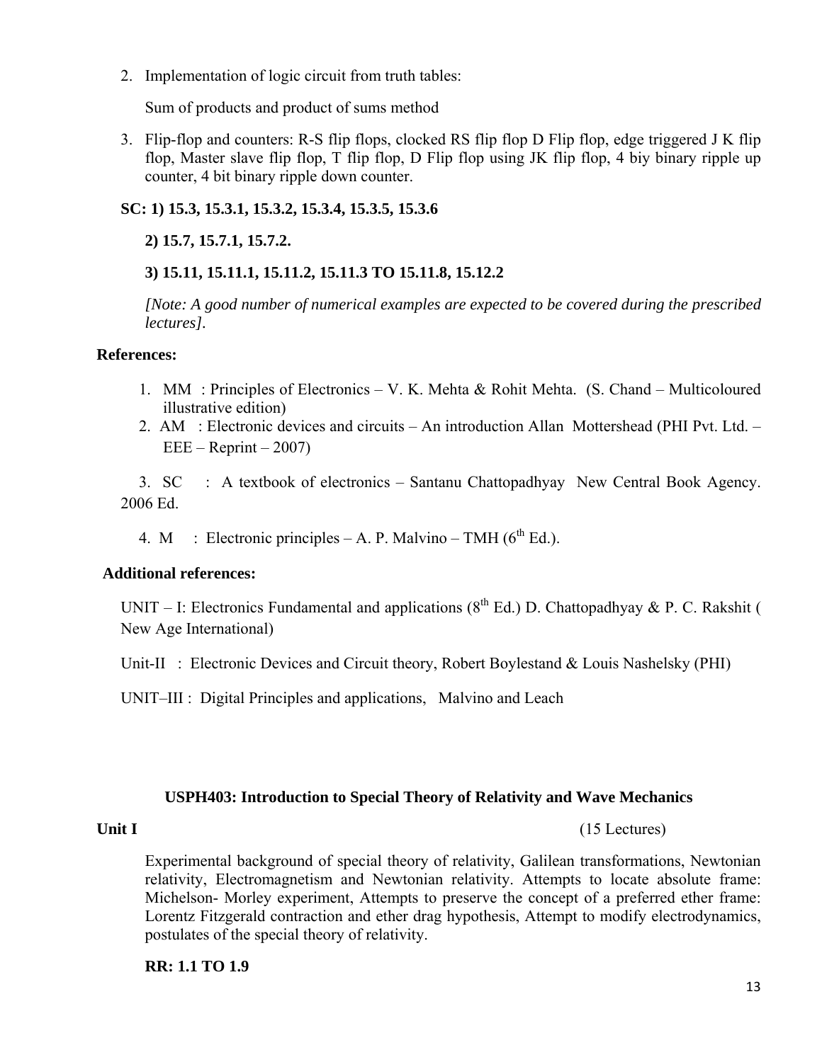2. Implementation of logic circuit from truth tables:

   Sum of products and product of sums method

3. Flip-flop and counters: R-S flip flops, clocked RS flip flop D Flip flop, edge triggered J K flip flop, Master slave flip flop, T flip flop, D Flip flop using JK flip flop, 4 biy binary ripple up counter, 4 bit binary ripple down counter.

**SC: 1) 15.3, 15.3.1, 15.3.2, 15.3.4, 15.3.5, 15.3.6**

**2) 15.7, 15.7.1, 15.7.2.**

**3) 15.11, 15.11.1, 15.11.2, 15.11.3 TO 15.11.8, 15.12.2**

*[Note: A good number of numerical examples are expected to be covered during the prescribed lectures]*.

**References:**

1. MM : Principles of Electronics – V. K. Mehta & Rohit Mehta. (S. Chand – Multicoloured illustrative edition)
2. AM : Electronic devices and circuits – An introduction Allan Mottershead (PHI Pvt. Ltd. – EEE – Reprint – 2007)
3. SC : A textbook of electronics – Santanu Chattopadhyay New Central Book Agency. 2006 Ed.
4. M : Electronic principles – A. P. Malvino – TMH ($6^{th}$ Ed.).

**Additional references:**

UNIT – I: Electronics Fundamental and applications ($8^{th}$ Ed.) D. Chattopadhyay & P. C. Rakshit ( New Age International)

Unit-II : Electronic Devices and Circuit theory, Robert Boylestand & Louis Nashelsky (PHI)

UNIT–III : Digital Principles and applications, Malvino and Leach

## USPH403: Introduction to Special Theory of Relativity and Wave Mechanics

**Unit I** (15 Lectures)

Experimental background of special theory of relativity, Galilean transformations, Newtonian relativity, Electromagnetism and Newtonian relativity. Attempts to locate absolute frame: Michelson- Morley experiment, Attempts to preserve the concept of a preferred ether frame: Lorentz Fitzgerald contraction and ether drag hypothesis, Attempt to modify electrodynamics, postulates of the special theory of relativity.

**RR: 1.1 TO 1.9**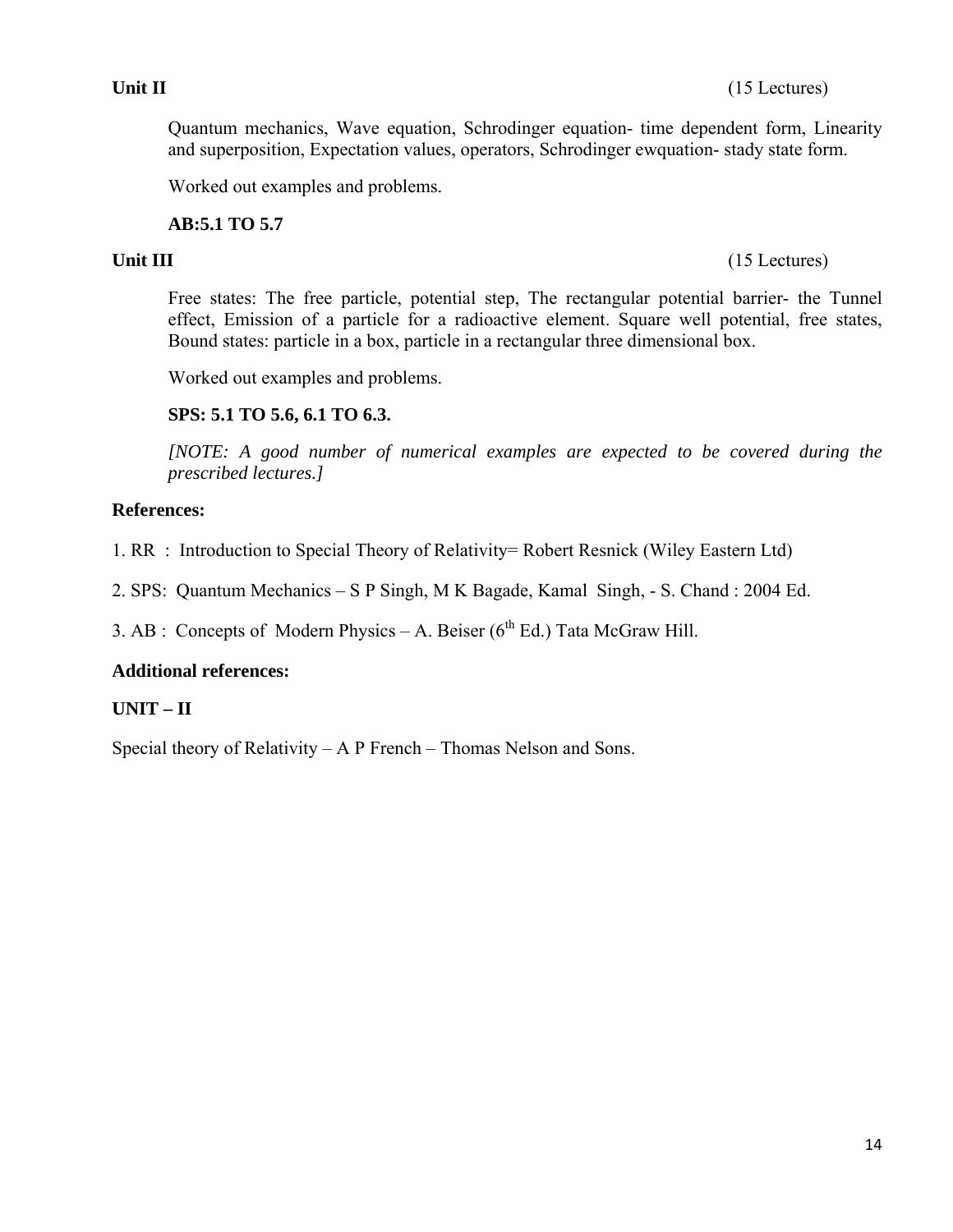**Unit II** (15 Lectures)

Quantum mechanics, Wave equation, Schrodinger equation- time dependent form, Linearity and superposition, Expectation values, operators, Schrodinger ewquation- stady state form.

Worked out examples and problems.

**AB:5.1 TO 5.7**

**Unit III** (15 Lectures)

Free states: The free particle, potential step, The rectangular potential barrier- the Tunnel effect, Emission of a particle for a radioactive element. Square well potential, free states, Bound states: particle in a box, particle in a rectangular three dimensional box.

Worked out examples and problems.

**SPS: 5.1 TO 5.6, 6.1 TO 6.3.**

*[NOTE: A good number of numerical examples are expected to be covered during the prescribed lectures.]*

**References:**

1. RR : Introduction to Special Theory of Relativity= Robert Resnick (Wiley Eastern Ltd)

2. SPS: Quantum Mechanics – S P Singh, M K Bagade, Kamal Singh, - S. Chand : 2004 Ed.

3. AB : Concepts of Modern Physics – A. Beiser (6th Ed.) Tata McGraw Hill.

**Additional references:**

**UNIT – II**

Special theory of Relativity – A P French – Thomas Nelson and Sons.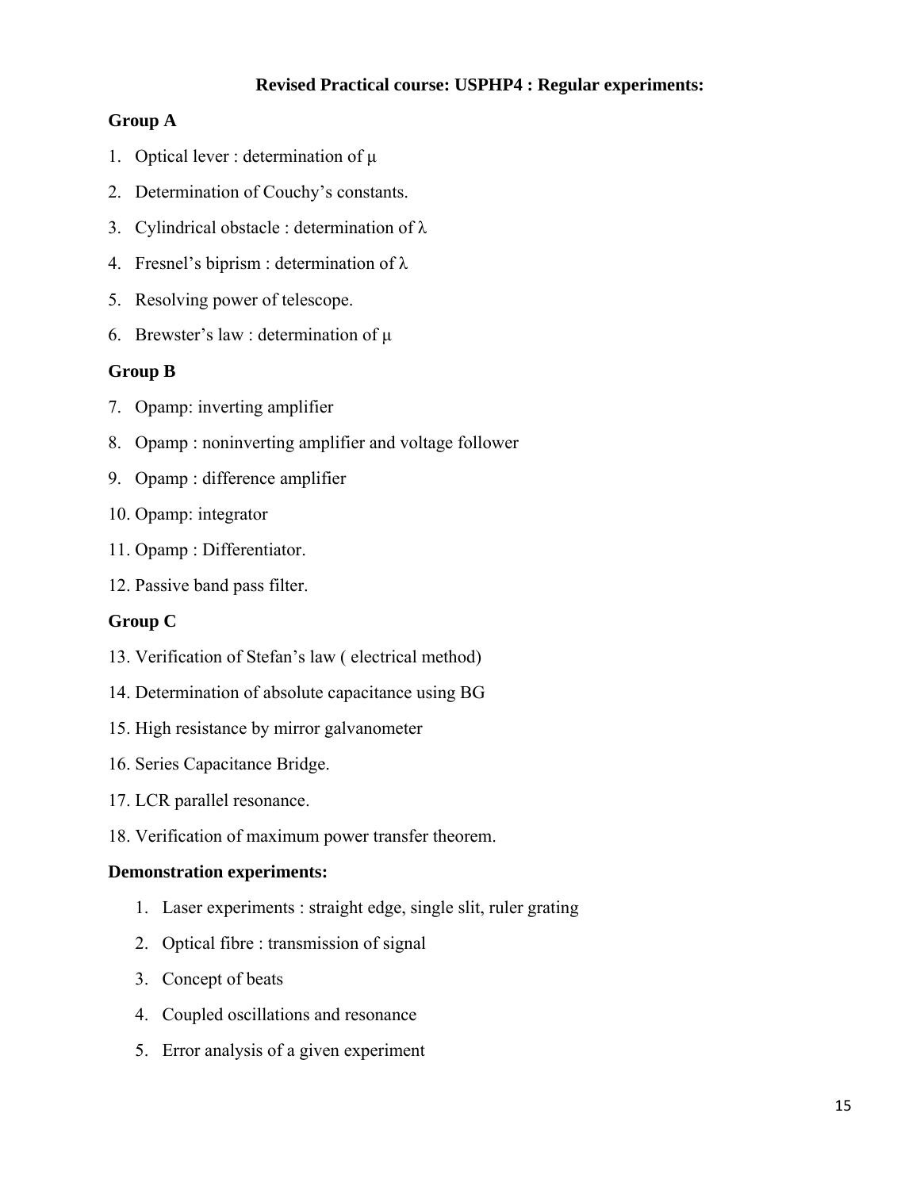## Revised Practical course: USPHP4 : Regular experiments:

### Group A

1. Optical lever : determination of μ
2. Determination of Couchy's constants.
3. Cylindrical obstacle : determination of λ
4. Fresnel's biprism : determination of λ
5. Resolving power of telescope.
6. Brewster's law : determination of μ

### Group B

7. Opamp: inverting amplifier
8. Opamp : noninverting amplifier and voltage follower
9. Opamp : difference amplifier
10. Opamp: integrator
11. Opamp : Differentiator.
12. Passive band pass filter.

### Group C

13. Verification of Stefan's law ( electrical method)
14. Determination of absolute capacitance using BG
15. High resistance by mirror galvanometer
16. Series Capacitance Bridge.
17. LCR parallel resonance.
18. Verification of maximum power transfer theorem.

### Demonstration experiments:

1. Laser experiments : straight edge, single slit, ruler grating
2. Optical fibre : transmission of signal
3. Concept of beats
4. Coupled oscillations and resonance
5. Error analysis of a given experiment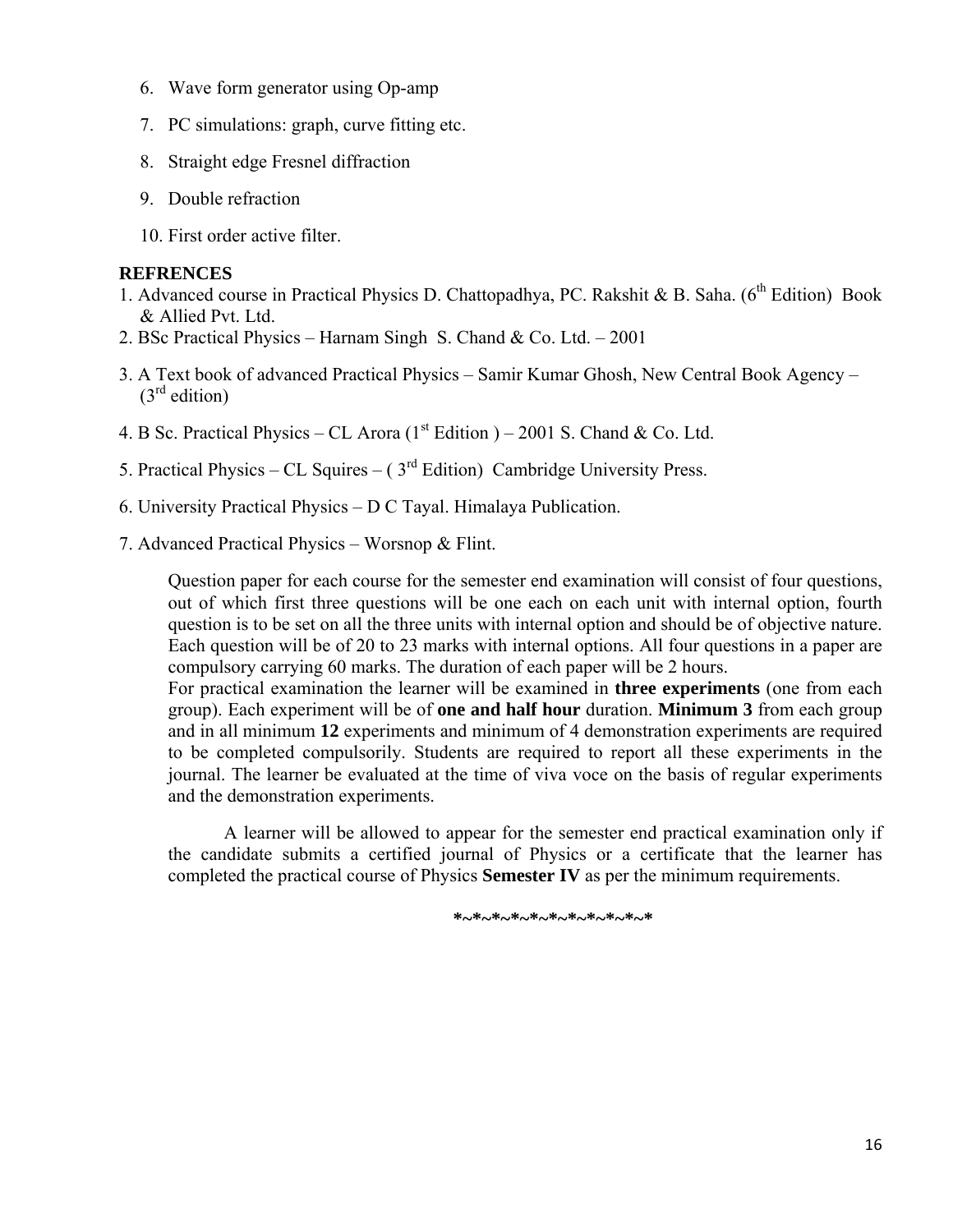6. Wave form generator using Op-amp
7. PC simulations: graph, curve fitting etc.
8. Straight edge Fresnel diffraction
9. Double refraction
10. First order active filter.

**REFRENCES**

1. Advanced course in Practical Physics D. Chattopadhya, PC. Rakshit & B. Saha. (6th Edition) Book & Allied Pvt. Ltd.
2. BSc Practical Physics – Harnam Singh S. Chand & Co. Ltd. – 2001
3. A Text book of advanced Practical Physics – Samir Kumar Ghosh, New Central Book Agency – (3rd edition)
4. B Sc. Practical Physics – CL Arora (1st Edition ) – 2001 S. Chand & Co. Ltd.
5. Practical Physics – CL Squires – ( 3rd Edition) Cambridge University Press.
6. University Practical Physics – D C Tayal. Himalaya Publication.
7. Advanced Practical Physics – Worsnop & Flint.

Question paper for each course for the semester end examination will consist of four questions, out of which first three questions will be one each on each unit with internal option, fourth question is to be set on all the three units with internal option and should be of objective nature. Each question will be of 20 to 23 marks with internal options. All four questions in a paper are compulsory carrying 60 marks. The duration of each paper will be 2 hours.

For practical examination the learner will be examined in **three experiments** (one from each group). Each experiment will be of **one and half hour** duration. **Minimum 3** from each group and in all minimum **12** experiments and minimum of 4 demonstration experiments are required to be completed compulsorily. Students are required to report all these experiments in the journal. The learner be evaluated at the time of viva voce on the basis of regular experiments and the demonstration experiments.

A learner will be allowed to appear for the semester end practical examination only if the candidate submits a certified journal of Physics or a certificate that the learner has completed the practical course of Physics **Semester IV** as per the minimum requirements.

**\*~\*~\*~\*~\*~\*~\*~\*~\*~\*~\***